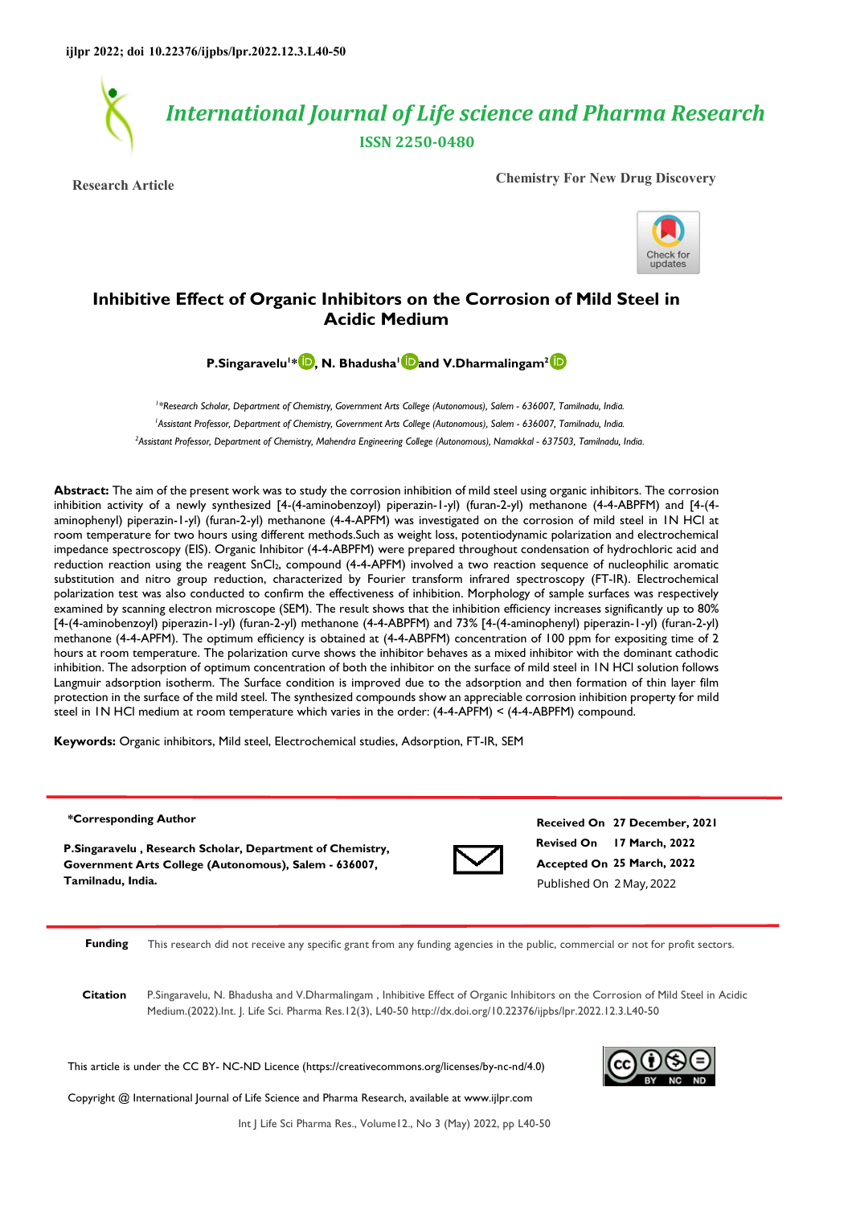ijlpr 2022; doi 10.22376/ijpbs/lpr.2022.12.3.L40-50

# International Journal of Life science and Pharma Research

**ISSN 2250-0480**

**Research Article** | **Chemistry For New Drug Discovery**

## Inhibitive Effect of Organic Inhibitors on the Corrosion of Mild Steel in Acidic Medium

**P.Singaravelu[1]\*, N. Bhadusha[1] and V.Dharmalingam[2]**

*[1]\*Research Scholar, Department of Chemistry, Government Arts College (Autonomous), Salem - 636007, Tamilnadu, India.*
*[1]Assistant Professor, Department of Chemistry, Government Arts College (Autonomous), Salem - 636007, Tamilnadu, India.*
*[2]Assistant Professor, Department of Chemistry, Mahendra Engineering College (Autonomous), Namakkal - 637503, Tamilnadu, India.*

**Abstract:** The aim of the present work was to study the corrosion inhibition of mild steel using organic inhibitors. The corrosion inhibition activity of a newly synthesized [4-(4-aminobenzoyl) piperazin-1-yl) (furan-2-yl) methanone (4-4-ABPFM) and [4-(4-aminophenyl) piperazin-1-yl) (furan-2-yl) methanone (4-4-APFM) was investigated on the corrosion of mild steel in 1N HCl at room temperature for two hours using different methods.Such as weight loss, potentiodynamic polarization and electrochemical impedance spectroscopy (EIS). Organic Inhibitor (4-4-ABPFM) were prepared throughout condensation of hydrochloric acid and reduction reaction using the reagent $SnCl_2$, compound (4-4-APFM) involved a two reaction sequence of nucleophilic aromatic substitution and nitro group reduction, characterized by Fourier transform infrared spectroscopy (FT-IR). Electrochemical polarization test was also conducted to confirm the effectiveness of inhibition. Morphology of sample surfaces was respectively examined by scanning electron microscope (SEM). The result shows that the inhibition efficiency increases significantly up to 80% [4-(4-aminobenzoyl) piperazin-1-yl) (furan-2-yl) methanone (4-4-ABPFM) and 73% [4-(4-aminophenyl) piperazin-1-yl) (furan-2-yl) methanone (4-4-APFM). The optimum efficiency is obtained at (4-4-ABPFM) concentration of 100 ppm for expositing time of 2 hours at room temperature. The polarization curve shows the inhibitor behaves as a mixed inhibitor with the dominant cathodic inhibition. The adsorption of optimum concentration of both the inhibitor on the surface of mild steel in 1N HCl solution follows Langmuir adsorption isotherm. The Surface condition is improved due to the adsorption and then formation of thin layer film protection in the surface of the mild steel. The synthesized compounds show an appreciable corrosion inhibition property for mild steel in 1N HCl medium at room temperature which varies in the order: (4-4-APFM) < (4-4-ABPFM) compound.

**Keywords:** Organic inhibitors, Mild steel, Electrochemical studies, Adsorption, FT-IR, SEM

**\*Corresponding Author**

**P.Singaravelu , Research Scholar, Department of Chemistry, Government Arts College (Autonomous), Salem - 636007, Tamilnadu, India.**

**Received On** 27 December, 2021
**Revised On** 17 March, 2022
**Accepted On** 25 March, 2022
Published On 2 May, 2022

**Funding** This research did not receive any specific grant from any funding agencies in the public, commercial or not for profit sectors.

**Citation** P.Singaravelu, N. Bhadusha and V.Dharmalingam , Inhibitive Effect of Organic Inhibitors on the Corrosion of Mild Steel in Acidic Medium.(2022).Int. J. Life Sci. Pharma Res.12(3), L40-50 http://dx.doi.org/10.22376/ijpbs/lpr.2022.12.3.L40-50

This article is under the CC BY- NC-ND Licence (https://creativecommons.org/licenses/by-nc-nd/4.0)

Copyright @ International Journal of Life Science and Pharma Research, available at www.ijlpr.com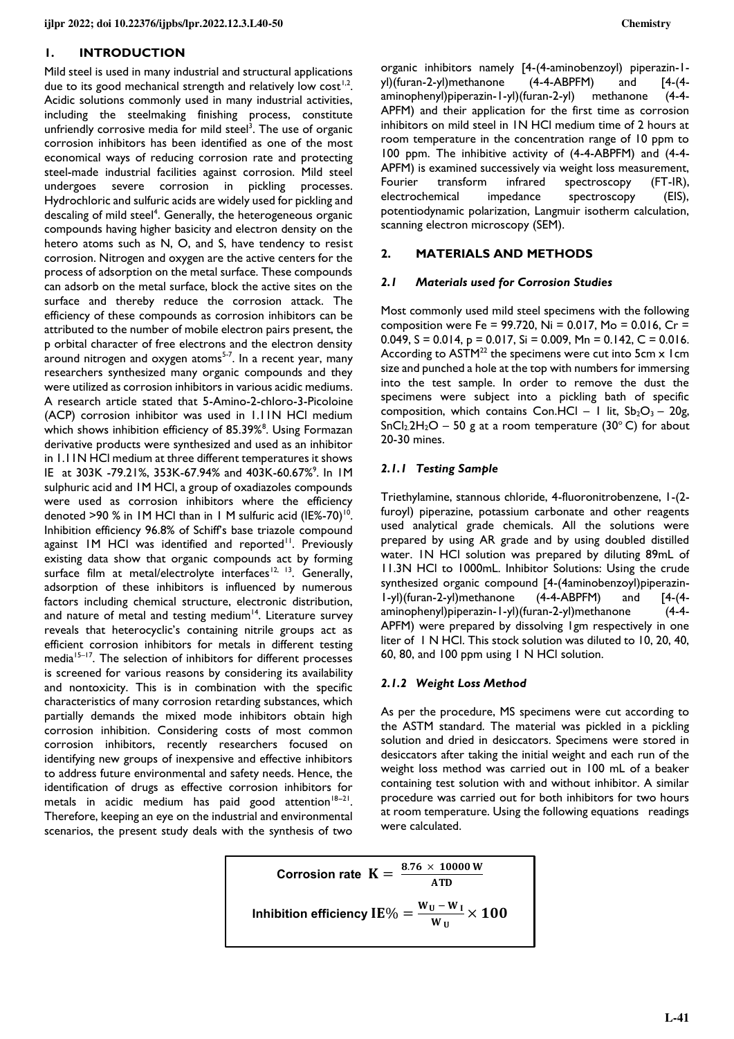## 1. INTRODUCTION

Mild steel is used in many industrial and structural applications due to its good mechanical strength and relatively low cost[1,2]. Acidic solutions commonly used in many industrial activities, including the steelmaking finishing process, constitute unfriendly corrosive media for mild steel[3]. The use of organic corrosion inhibitors has been identified as one of the most economical ways of reducing corrosion rate and protecting steel-made industrial facilities against corrosion. Mild steel undergoes severe corrosion in pickling processes. Hydrochloric and sulfuric acids are widely used for pickling and descaling of mild steel[4]. Generally, the heterogeneous organic compounds having higher basicity and electron density on the hetero atoms such as N, O, and S, have tendency to resist corrosion. Nitrogen and oxygen are the active centers for the process of adsorption on the metal surface. These compounds can adsorb on the metal surface, block the active sites on the surface and thereby reduce the corrosion attack. The efficiency of these compounds as corrosion inhibitors can be attributed to the number of mobile electron pairs present, the p orbital character of free electrons and the electron density around nitrogen and oxygen atoms[5-7]. In a recent year, many researchers synthesized many organic compounds and they were utilized as corrosion inhibitors in various acidic mediums. A research article stated that 5-Amino-2-chloro-3-Picoloine (ACP) corrosion inhibitor was used in 1.11N HCl medium which shows inhibition efficiency of 85.39%[8]. Using Formazan derivative products were synthesized and used as an inhibitor in 1.11N HCl medium at three different temperatures it shows IE at 303K -79.21%, 353K-67.94% and 403K-60.67%[9]. In 1M sulphuric acid and 1M HCl, a group of oxadiazoles compounds were used as corrosion inhibitors where the efficiency denoted >90 % in 1M HCl than in 1 M sulfuric acid (IE%-70)[10]. Inhibition efficiency 96.8% of Schiff's base triazole compound against 1M HCl was identified and reported[11]. Previously existing data show that organic compounds act by forming surface film at metal/electrolyte interfaces[12, 13]. Generally, adsorption of these inhibitors is influenced by numerous factors including chemical structure, electronic distribution, and nature of metal and testing medium[14]. Literature survey reveals that heterocyclic's containing nitrile groups act as efficient corrosion inhibitors for metals in different testing media[15–17]. The selection of inhibitors for different processes is screened for various reasons by considering its availability and nontoxicity. This is in combination with the specific characteristics of many corrosion retarding substances, which partially demands the mixed mode inhibitors obtain high corrosion inhibition. Considering costs of most common corrosion inhibitors, recently researchers focused on identifying new groups of inexpensive and effective inhibitors to address future environmental and safety needs. Hence, the identification of drugs as effective corrosion inhibitors for metals in acidic medium has paid good attention[18–21]. Therefore, keeping an eye on the industrial and environmental scenarios, the present study deals with the synthesis of two organic inhibitors namely [4-(4-aminobenzoyl) piperazin-1-yl)(furan-2-yl)methanone (4-4-ABPFM) and [4-(4-aminophenyl)piperazin-1-yl)(furan-2-yl) methanone (4-4-APFM) and their application for the first time as corrosion inhibitors on mild steel in 1N HCl medium time of 2 hours at room temperature in the concentration range of 10 ppm to 100 ppm. The inhibitive activity of (4-4-ABPFM) and (4-4-APFM) is examined successively via weight loss measurement, Fourier transform infrared spectroscopy (FT-IR), electrochemical impedance spectroscopy (EIS), potentiodynamic polarization, Langmuir isotherm calculation, scanning electron microscopy (SEM).

## 2. MATERIALS AND METHODS

### *2.1 Materials used for Corrosion Studies*

Most commonly used mild steel specimens with the following composition were Fe = 99.720, Ni = 0.017, Mo = 0.016, Cr = 0.049, S = 0.014, p = 0.017, Si = 0.009, Mn = 0.142, C = 0.016. According to ASTM[22] the specimens were cut into 5cm x 1cm size and punched a hole at the top with numbers for immersing into the test sample. In order to remove the dust the specimens were subject into a pickling bath of specific composition, which contains Con.HCl – 1 lit, $Sb_2O_3$ – 20g, $SnCl_2 2H_2O$ – 50 g at a room temperature (30° C) for about 20-30 mines.

### *2.1.1 Testing Sample*

Triethylamine, stannous chloride, 4-fluoronitrobenzene, 1-(2-furoyl) piperazine, potassium carbonate and other reagents used analytical grade chemicals. All the solutions were prepared by using AR grade and by using doubled distilled water. 1N HCl solution was prepared by diluting 89mL of 11.3N HCl to 1000mL. Inhibitor Solutions: Using the crude synthesized organic compound [4-(4aminobenzoyl)piperazin-1-yl)(furan-2-yl)methanone (4-4-ABPFM) and [4-(4-aminophenyl)piperazin-1-yl)(furan-2-yl)methanone (4-4-APFM) were prepared by dissolving 1gm respectively in one liter of 1 N HCl. This stock solution was diluted to 10, 20, 40, 60, 80, and 100 ppm using 1 N HCl solution.

### *2.1.2 Weight Loss Method*

As per the procedure, MS specimens were cut according to the ASTM standard. The material was pickled in a pickling solution and dried in desiccators. Specimens were stored in desiccators after taking the initial weight and each run of the weight loss method was carried out in 100 mL of a beaker containing test solution with and without inhibitor. A similar procedure was carried out for both inhibitors for two hours at room temperature. Using the following equations readings were calculated.

$$\text{Corrosion rate } K = \frac{8.76 \times 10000\, W}{ATD}$$

$$\text{Inhibition efficiency } IE\% = \frac{W_U - W_I}{W_U} \times 100$$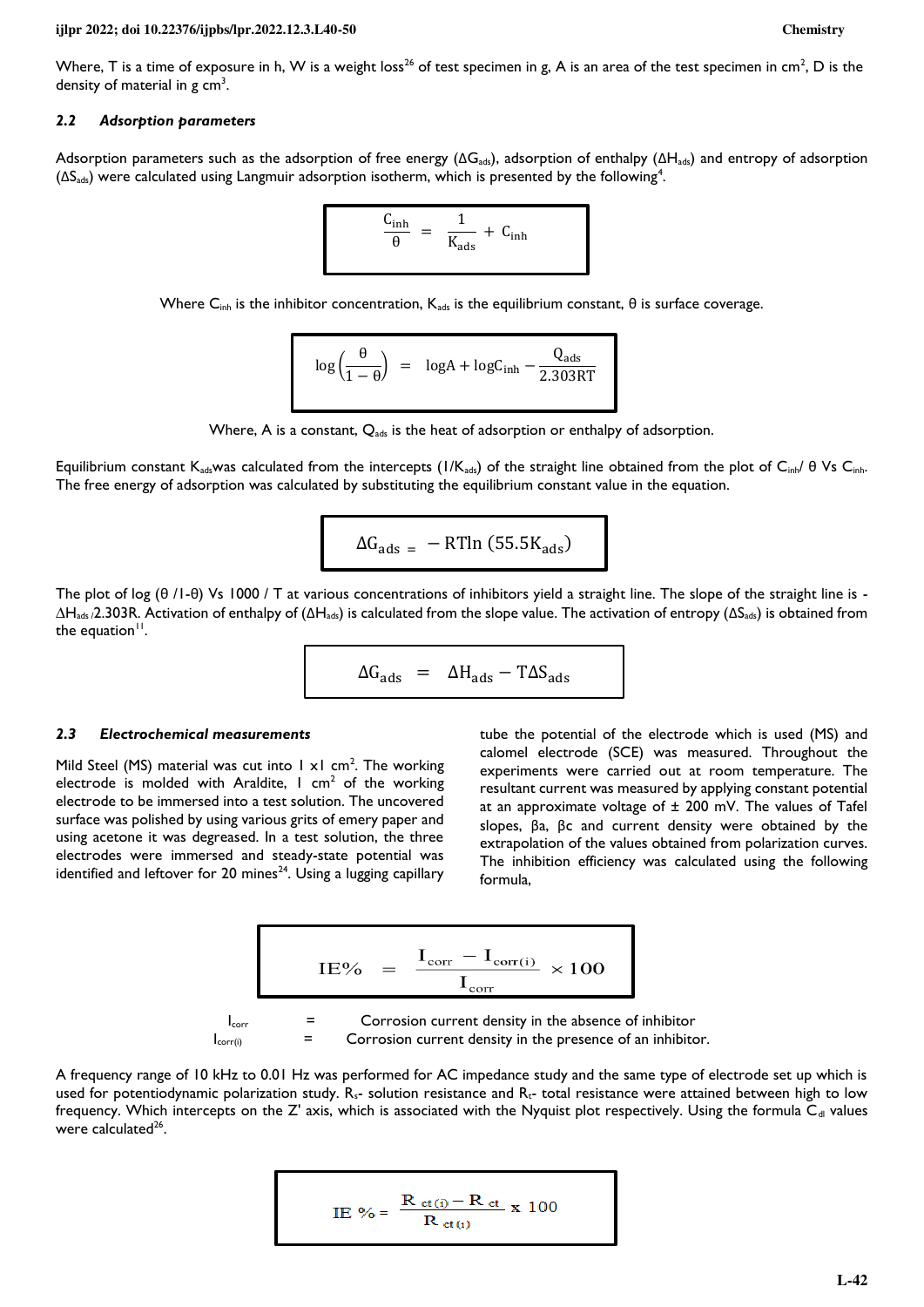Where, T is a time of exposure in h, W is a weight loss[26] of test specimen in g, A is an area of the test specimen in $cm^2$, D is the density of material in g $cm^3$.

### 2.2 Adsorption parameters

Adsorption parameters such as the adsorption of free energy ($\Delta G_{ads}$), adsorption of enthalpy ($\Delta H_{ads}$) and entropy of adsorption ($\Delta S_{ads}$) were calculated using Langmuir adsorption isotherm, which is presented by the following[4].

$$\frac{C_{inh}}{\theta} = \frac{1}{K_{ads}} + C_{inh}$$

Where $C_{inh}$ is the inhibitor concentration, $K_{ads}$ is the equilibrium constant, θ is surface coverage.

$$\log\left(\frac{\theta}{1-\theta}\right) = \log A + \log C_{inh} - \frac{Q_{ads}}{2.303RT}$$

Where, A is a constant, $Q_{ads}$ is the heat of adsorption or enthalpy of adsorption.

Equilibrium constant $K_{ads}$was calculated from the intercepts ($1/K_{ads}$) of the straight line obtained from the plot of $C_{inh}$/ θ Vs $C_{inh}$. The free energy of adsorption was calculated by substituting the equilibrium constant value in the equation.

$$\Delta G_{ads} = -RT\ln(55.5K_{ads})$$

The plot of log (θ /1-θ) Vs 1000 / T at various concentrations of inhibitors yield a straight line. The slope of the straight line is -$\Delta H_{ads}$/2.303R. Activation of enthalpy of ($\Delta H_{ads}$) is calculated from the slope value. The activation of entropy ($\Delta S_{ads}$) is obtained from the equation[11].

$$\Delta G_{ads} = \Delta H_{ads} - T\Delta S_{ads}$$

### 2.3 Electrochemical measurements

Mild Steel (MS) material was cut into 1 x1 $cm^2$. The working electrode is molded with Araldite, 1 $cm^2$ of the working electrode to be immersed into a test solution. The uncovered surface was polished by using various grits of emery paper and using acetone it was degreased. In a test solution, the three electrodes were immersed and steady-state potential was identified and leftover for 20 mines[24]. Using a lugging capillary tube the potential of the electrode which is used (MS) and calomel electrode (SCE) was measured. Throughout the experiments were carried out at room temperature. The resultant current was measured by applying constant potential at an approximate voltage of ± 200 mV. The values of Tafel slopes, βa, βc and current density were obtained by the extrapolation of the values obtained from polarization curves. The inhibition efficiency was calculated using the following formula,

$$IE\% = \frac{I_{corr} - I_{corr(i)}}{I_{corr}} \times 100$$

$I_{corr}$ = Corrosion current density in the absence of inhibitor

$I_{corr(i)}$ = Corrosion current density in the presence of an inhibitor.

A frequency range of 10 kHz to 0.01 Hz was performed for AC impedance study and the same type of electrode set up which is used for potentiodynamic polarization study. $R_s$- solution resistance and $R_t$- total resistance were attained between high to low frequency. Which intercepts on the Z' axis, which is associated with the Nyquist plot respectively. Using the formula $C_{dl}$ values were calculated[26].

$$IE\% = \frac{R_{ct(i)} - R_{ct}}{R_{ct(i)}} \times 100$$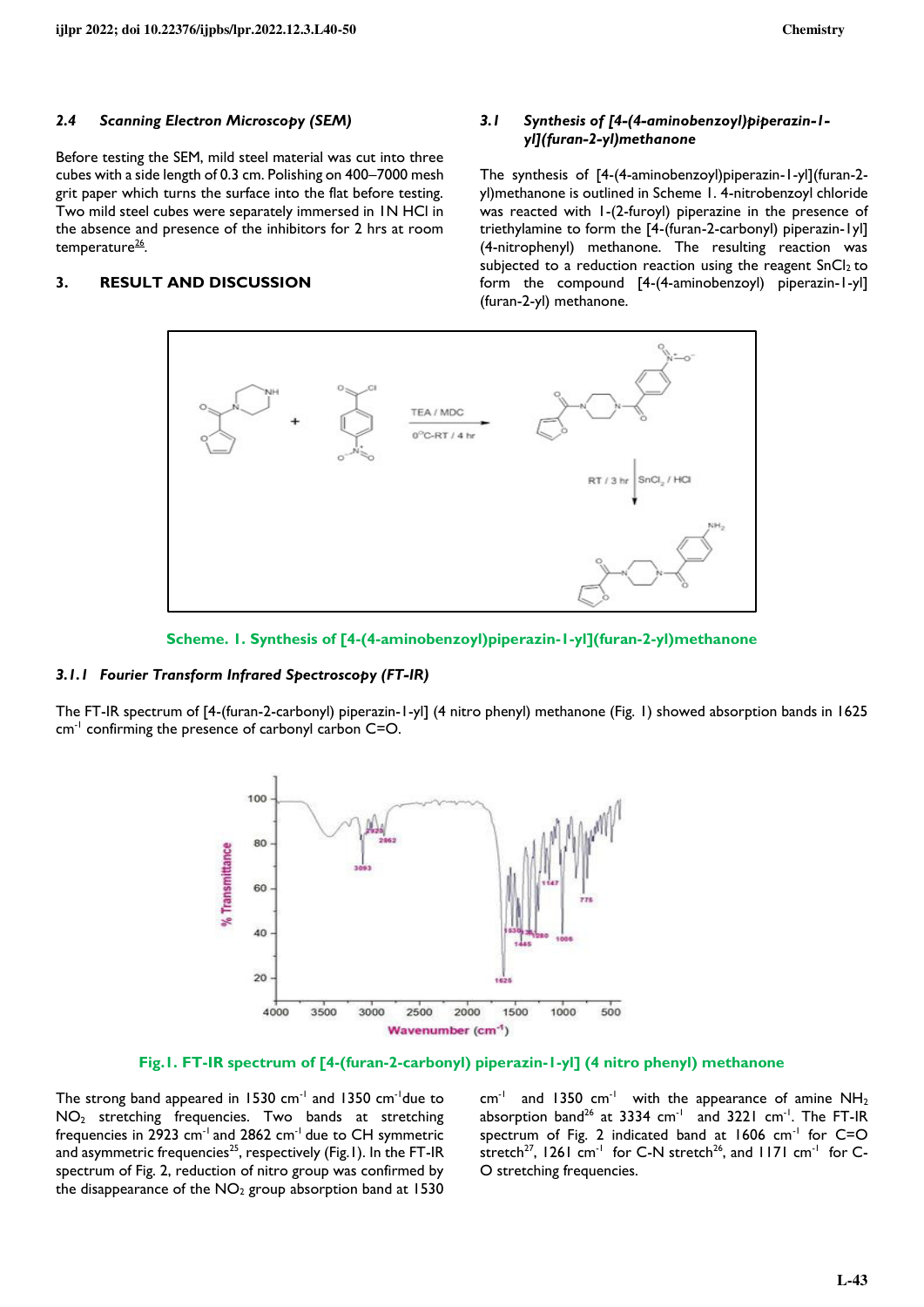### 2.4 *Scanning Electron Microscopy (SEM)*

Before testing the SEM, mild steel material was cut into three cubes with a side length of 0.3 cm. Polishing on 400–7000 mesh grit paper which turns the surface into the flat before testing. Two mild steel cubes were separately immersed in 1N HCl in the absence and presence of the inhibitors for 2 hrs at room temperature[26].

## 3. RESULT AND DISCUSSION

### 3.1 *Synthesis of [4-(4-aminobenzoyl)piperazin-1-yl](furan-2-yl)methanone*

The synthesis of [4-(4-aminobenzoyl)piperazin-1-yl](furan-2-yl)methanone is outlined in Scheme 1. 4-nitrobenzoyl chloride was reacted with 1-(2-furoyl) piperazine in the presence of triethylamine to form the [4-(furan-2-carbonyl) piperazin-1yl] (4-nitrophenyl) methanone. The resulting reaction was subjected to a reduction reaction using the reagent $SnCl_2$ to form the compound [4-(4-aminobenzoyl) piperazin-1-yl] (furan-2-yl) methanone.

Scheme. 1. Synthesis of [4-(4-aminobenzoyl)piperazin-1-yl](furan-2-yl)methanone

#### 3.1.1 *Fourier Transform Infrared Spectroscopy (FT-IR)*

The FT-IR spectrum of [4-(furan-2-carbonyl) piperazin-1-yl] (4 nitro phenyl) methanone (Fig. 1) showed absorption bands in 1625 $cm^{-1}$ confirming the presence of carbonyl carbon C=O.

Fig.1. FT-IR spectrum of [4-(furan-2-carbonyl) piperazin-1-yl] (4 nitro phenyl) methanone

The strong band appeared in 1530 $cm^{-1}$ and 1350 $cm^{-1}$ due to $NO_2$ stretching frequencies. Two bands at stretching frequencies in 2923 $cm^{-1}$ and 2862 $cm^{-1}$ due to CH symmetric and asymmetric frequencies[25], respectively (Fig.1). In the FT-IR spectrum of Fig. 2, reduction of nitro group was confirmed by the disappearance of the $NO_2$ group absorption band at 1530 $cm^{-1}$ and 1350 $cm^{-1}$ with the appearance of amine $NH_2$ absorption band[26] at 3334 $cm^{-1}$ and 3221 $cm^{-1}$. The FT-IR spectrum of Fig. 2 indicated band at 1606 $cm^{-1}$ for C=O stretch[27], 1261 $cm^{-1}$ for C-N stretch[26], and 1171 $cm^{-1}$ for C-O stretching frequencies.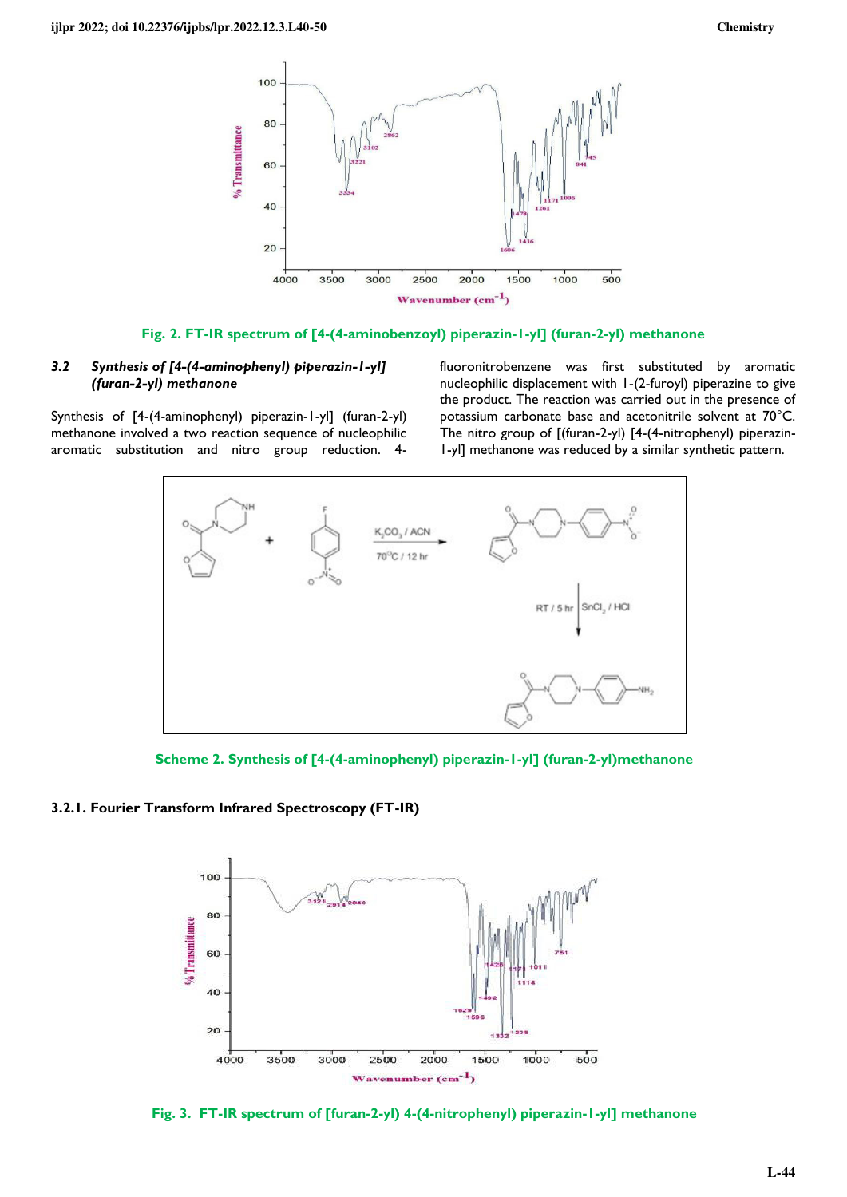Fig. 2. FT-IR spectrum of [4-(4-aminobenzoyl) piperazin-1-yl] (furan-2-yl) methanone

### 3.2 *Synthesis of [4-(4-aminophenyl) piperazin-1-yl] (furan-2-yl) methanone*

Synthesis of [4-(4-aminophenyl) piperazin-1-yl] (furan-2-yl) methanone involved a two reaction sequence of nucleophilic aromatic substitution and nitro group reduction. 4-fluoronitrobenzene was first substituted by aromatic nucleophilic displacement with 1-(2-furoyl) piperazine to give the product. The reaction was carried out in the presence of potassium carbonate base and acetonitrile solvent at 70°C. The nitro group of [(furan-2-yl) [4-(4-nitrophenyl) piperazin-1-yl] methanone was reduced by a similar synthetic pattern.

Scheme 2. Synthesis of [4-(4-aminophenyl) piperazin-1-yl] (furan-2-yl)methanone

#### 3.2.1. Fourier Transform Infrared Spectroscopy (FT-IR)

Fig. 3. FT-IR spectrum of [furan-2-yl) 4-(4-nitrophenyl) piperazin-1-yl] methanone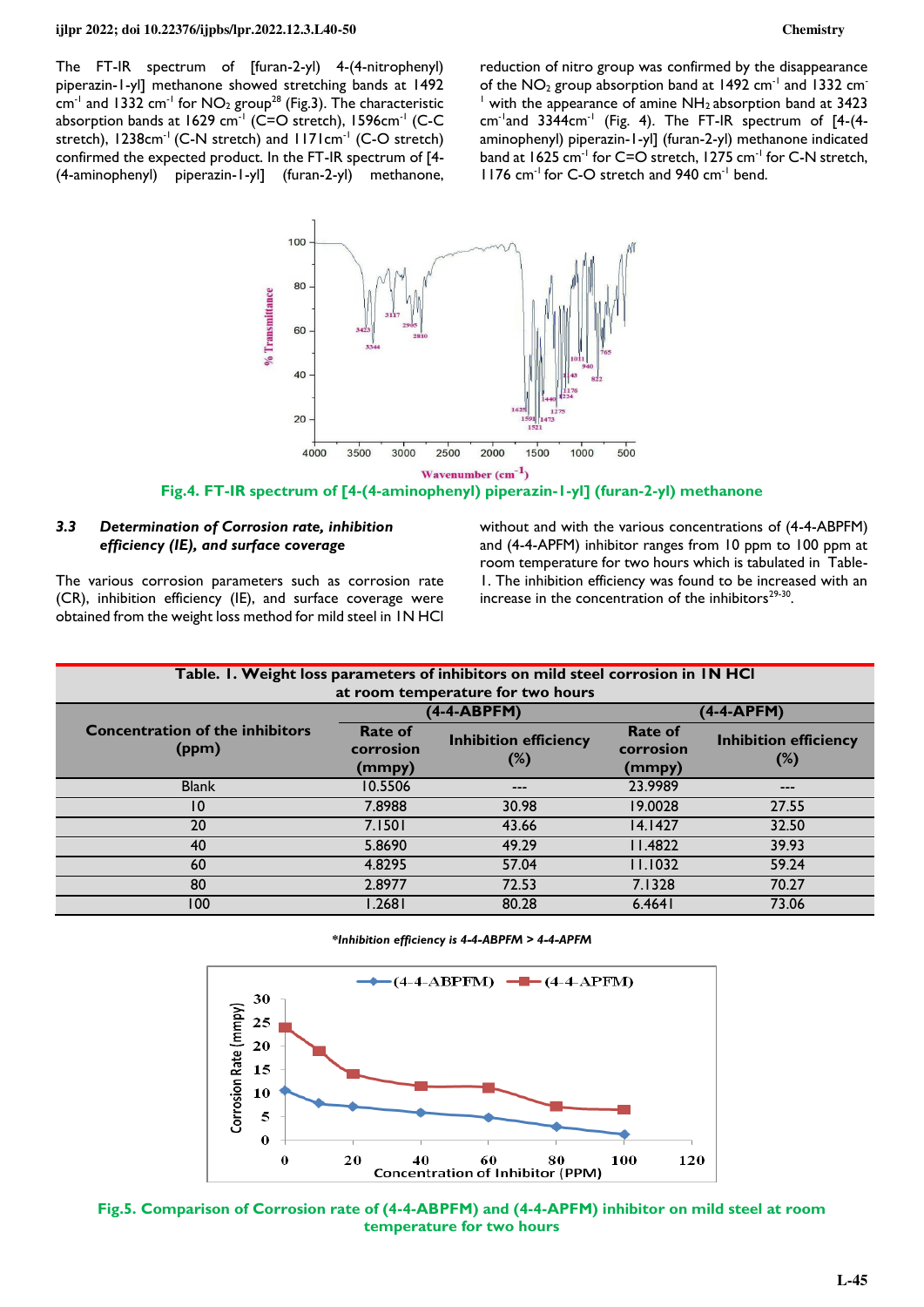The FT-IR spectrum of [furan-2-yl) 4-(4-nitrophenyl) piperazin-1-yl] methanone showed stretching bands at 1492 $cm^{-1}$ and 1332 $cm^{-1}$ for $NO_2$ group[28] (Fig.3). The characteristic absorption bands at 1629 $cm^{-1}$ (C=O stretch), 1596$cm^{-1}$ (C-C stretch), 1238$cm^{-1}$ (C-N stretch) and 1171$cm^{-1}$ (C-O stretch) confirmed the expected product. In the FT-IR spectrum of [4-(4-aminophenyl) piperazin-1-yl] (furan-2-yl) methanone, reduction of nitro group was confirmed by the disappearance of the $NO_2$ group absorption band at 1492 $cm^{-1}$ and 1332 $cm^{-1}$ with the appearance of amine $NH_2$ absorption band at 3423 $cm^{-1}$and 3344$cm^{-1}$ (Fig. 4). The FT-IR spectrum of [4-(4-aminophenyl) piperazin-1-yl] (furan-2-yl) methanone indicated band at 1625 $cm^{-1}$ for C=O stretch, 1275 $cm^{-1}$ for C-N stretch, 1176 $cm^{-1}$ for C-O stretch and 940 $cm^{-1}$ bend.

**Fig.4. FT-IR spectrum of [4-(4-aminophenyl) piperazin-1-yl] (furan-2-yl) methanone**

### 3.3 *Determination of Corrosion rate, inhibition efficiency (IE), and surface coverage*

The various corrosion parameters such as corrosion rate (CR), inhibition efficiency (IE), and surface coverage were obtained from the weight loss method for mild steel in 1N HCl without and with the various concentrations of (4-4-ABPFM) and (4-4-APFM) inhibitor ranges from 10 ppm to 100 ppm at room temperature for two hours which is tabulated in Table-1. The inhibition efficiency was found to be increased with an increase in the concentration of the inhibitors[29-30].

**Table. 1. Weight loss parameters of inhibitors on mild steel corrosion in 1N HCl at room temperature for two hours**

| Concentration of the inhibitors (ppm) | (4-4-ABPFM) | | (4-4-APFM) | |
|---|---|---|---|---|
| | Rate of corrosion (mmpy) | Inhibition efficiency (%) | Rate of corrosion (mmpy) | Inhibition efficiency (%) |
| Blank | 10.5506 | --- | 23.9989 | --- |
| 10 | 7.8988 | 30.98 | 19.0028 | 27.55 |
| 20 | 7.1501 | 43.66 | 14.1427 | 32.50 |
| 40 | 5.8690 | 49.29 | 11.4822 | 39.93 |
| 60 | 4.8295 | 57.04 | 11.1032 | 59.24 |
| 80 | 2.8977 | 72.53 | 7.1328 | 70.27 |
| 100 | 1.2681 | 80.28 | 6.4641 | 73.06 |

***Inhibition efficiency is 4-4-ABPFM > 4-4-APFM***

**Fig.5. Comparison of Corrosion rate of (4-4-ABPFM) and (4-4-APFM) inhibitor on mild steel at room temperature for two hours**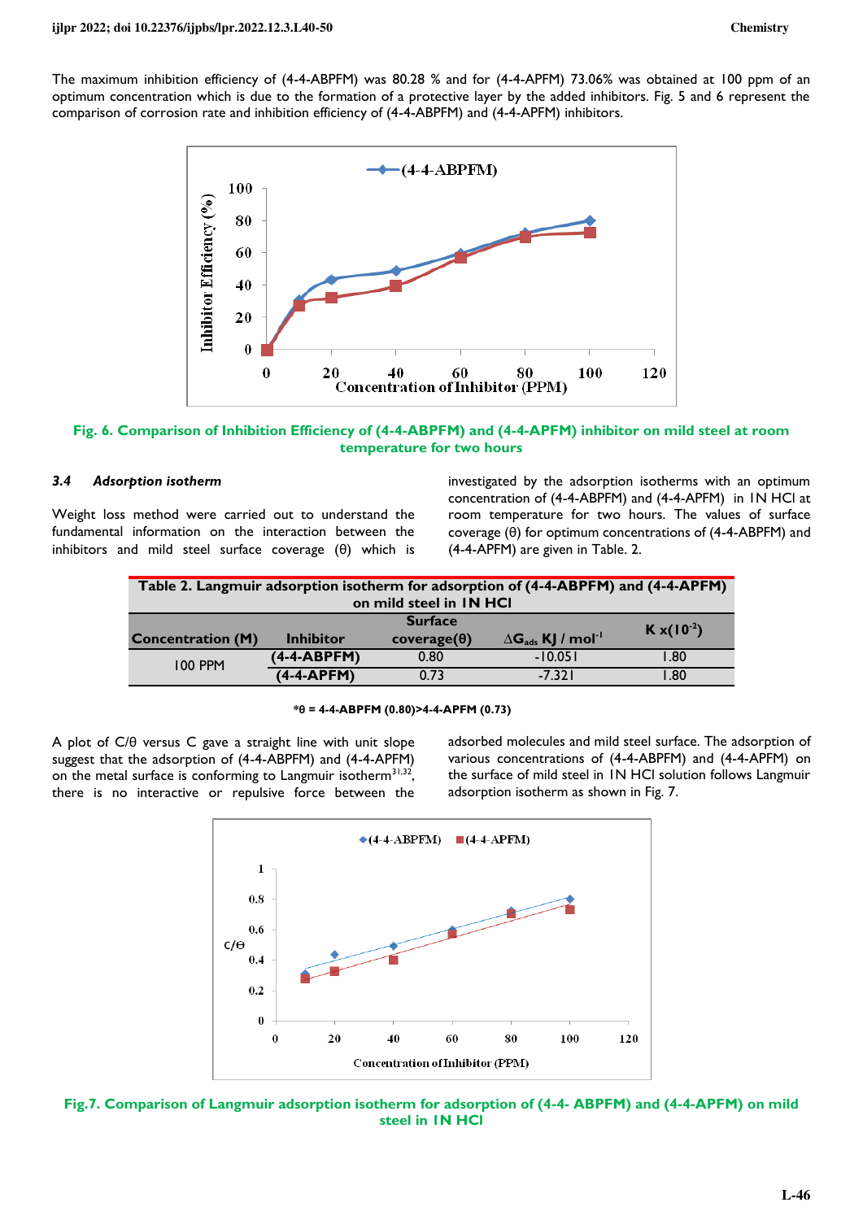The maximum inhibition efficiency of (4-4-ABPFM) was 80.28 % and for (4-4-APFM) 73.06% was obtained at 100 ppm of an optimum concentration which is due to the formation of a protective layer by the added inhibitors. Fig. 5 and 6 represent the comparison of corrosion rate and inhibition efficiency of (4-4-ABPFM) and (4-4-APFM) inhibitors.

**Fig. 6. Comparison of Inhibition Efficiency of (4-4-ABPFM) and (4-4-APFM) inhibitor on mild steel at room temperature for two hours**

### 3.4 *Adsorption isotherm*

Weight loss method were carried out to understand the fundamental information on the interaction between the inhibitors and mild steel surface coverage (θ) which is investigated by the adsorption isotherms with an optimum concentration of (4-4-ABPFM) and (4-4-APFM) in 1N HCl at room temperature for two hours. The values of surface coverage (θ) for optimum concentrations of (4-4-ABPFM) and (4-4-APFM) are given in Table. 2.

**Table 2. Langmuir adsorption isotherm for adsorption of (4-4-ABPFM) and (4-4-APFM) on mild steel in 1N HCl**

| Concentration (M) | Inhibitor | Surface coverage(θ) | $\Delta G_{ads}$ KJ / mol$^{-1}$ | K x($10^{-2}$) |
|---|---|---|---|---|
| 100 PPM | (4-4-ABPFM) | 0.80 | -10.051 | 1.80 |
| | (4-4-APFM) | 0.73 | -7.321 | 1.80 |

*θ = 4-4-ABPFM (0.80)>4-4-APFM (0.73)

A plot of C/θ versus C gave a straight line with unit slope suggest that the adsorption of (4-4-ABPFM) and (4-4-APFM) on the metal surface is conforming to Langmuir isotherm[31,32], there is no interactive or repulsive force between the adsorbed molecules and mild steel surface. The adsorption of various concentrations of (4-4-ABPFM) and (4-4-APFM) on the surface of mild steel in 1N HCl solution follows Langmuir adsorption isotherm as shown in Fig. 7.

**Fig.7. Comparison of Langmuir adsorption isotherm for adsorption of (4-4- ABPFM) and (4-4-APFM) on mild steel in 1N HCl**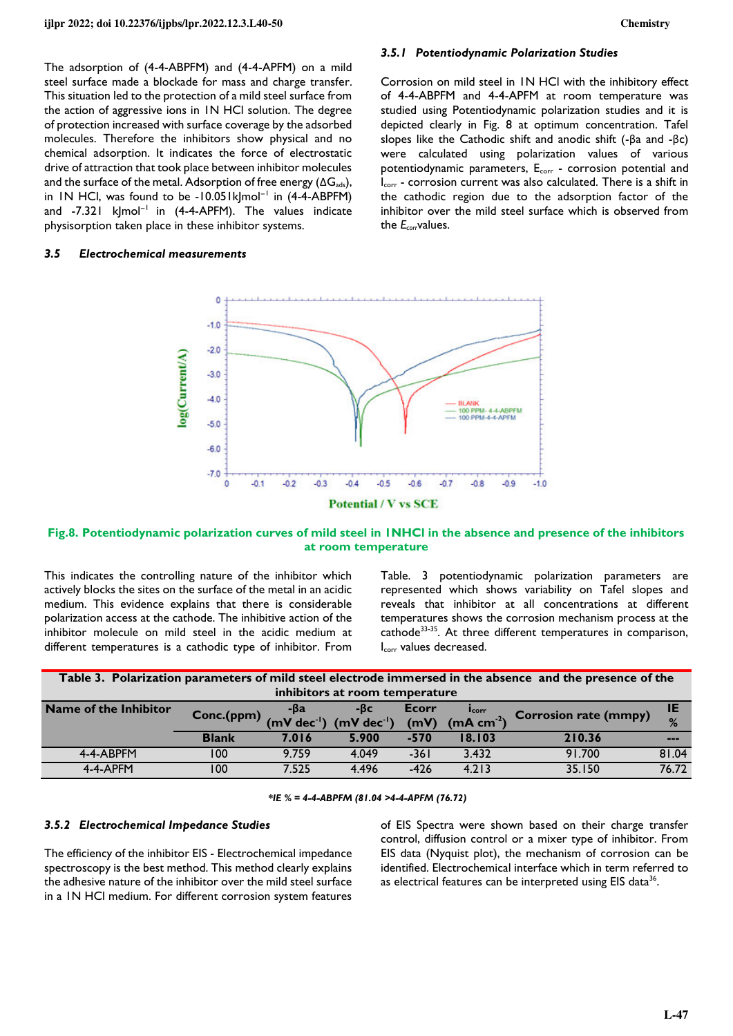The adsorption of (4-4-ABPFM) and (4-4-APFM) on a mild steel surface made a blockade for mass and charge transfer. This situation led to the protection of a mild steel surface from the action of aggressive ions in 1N HCl solution. The degree of protection increased with surface coverage by the adsorbed molecules. Therefore the inhibitors show physical and no chemical adsorption. It indicates the force of electrostatic drive of attraction that took place between inhibitor molecules and the surface of the metal. Adsorption of free energy ($\Delta G_{ads}$), in 1N HCl, was found to be -10.051kJmol$^{-1}$ in (4-4-ABPFM) and -7.321 kJmol$^{-1}$ in (4-4-APFM). The values indicate physisorption taken place in these inhibitor systems.

### 3.5 Electrochemical measurements

#### 3.5.1 Potentiodynamic Polarization Studies

Corrosion on mild steel in 1N HCl with the inhibitory effect of 4-4-ABPFM and 4-4-APFM at room temperature was studied using Potentiodynamic polarization studies and it is depicted clearly in Fig. 8 at optimum concentration. Tafel slopes like the Cathodic shift and anodic shift (-βa and -βc) were calculated using polarization values of various potentiodynamic parameters, $E_{corr}$ - corrosion potential and $I_{corr}$ - corrosion current was also calculated. There is a shift in the cathodic region due to the adsorption factor of the inhibitor over the mild steel surface which is observed from the $E_{corr}$values.

**Fig.8. Potentiodynamic polarization curves of mild steel in 1NHCl in the absence and presence of the inhibitors at room temperature**

This indicates the controlling nature of the inhibitor which actively blocks the sites on the surface of the metal in an acidic medium. This evidence explains that there is considerable polarization access at the cathode. The inhibitive action of the inhibitor molecule on mild steel in the acidic medium at different temperatures is a cathodic type of inhibitor. From Table. 3 potentiodynamic polarization parameters are represented which shows variability on Tafel slopes and reveals that inhibitor at all concentrations at different temperatures shows the corrosion mechanism process at the cathode[33-35]. At three different temperatures in comparison, $I_{corr}$ values decreased.

**Table 3. Polarization parameters of mild steel electrode immersed in the absence and the presence of the inhibitors at room temperature**

| Name of the Inhibitor | Conc.(ppm) | -βa (mV dec$^{-1}$) | -βc (mV dec$^{-1}$) | Ecorr (mV) | $i_{corr}$ (mA cm$^{-2}$) | Corrosion rate (mmpy) | IE % |
|---|---|---|---|---|---|---|---|
| | Blank | 7.016 | 5.900 | -570 | 18.103 | 210.36 | --- |
| 4-4-ABPFM | 100 | 9.759 | 4.049 | -361 | 3.432 | 91.700 | 81.04 |
| 4-4-APFM | 100 | 7.525 | 4.496 | -426 | 4.213 | 35.150 | 76.72 |

*\*IE % = 4-4-ABPFM (81.04 >4-4-APFM (76.72)*

#### 3.5.2 Electrochemical Impedance Studies

The efficiency of the inhibitor EIS - Electrochemical impedance spectroscopy is the best method. This method clearly explains the adhesive nature of the inhibitor over the mild steel surface in a 1N HCl medium. For different corrosion system features of EIS Spectra were shown based on their charge transfer control, diffusion control or a mixer type of inhibitor. From EIS data (Nyquist plot), the mechanism of corrosion can be identified. Electrochemical interface which in term referred to as electrical features can be interpreted using EIS data[36].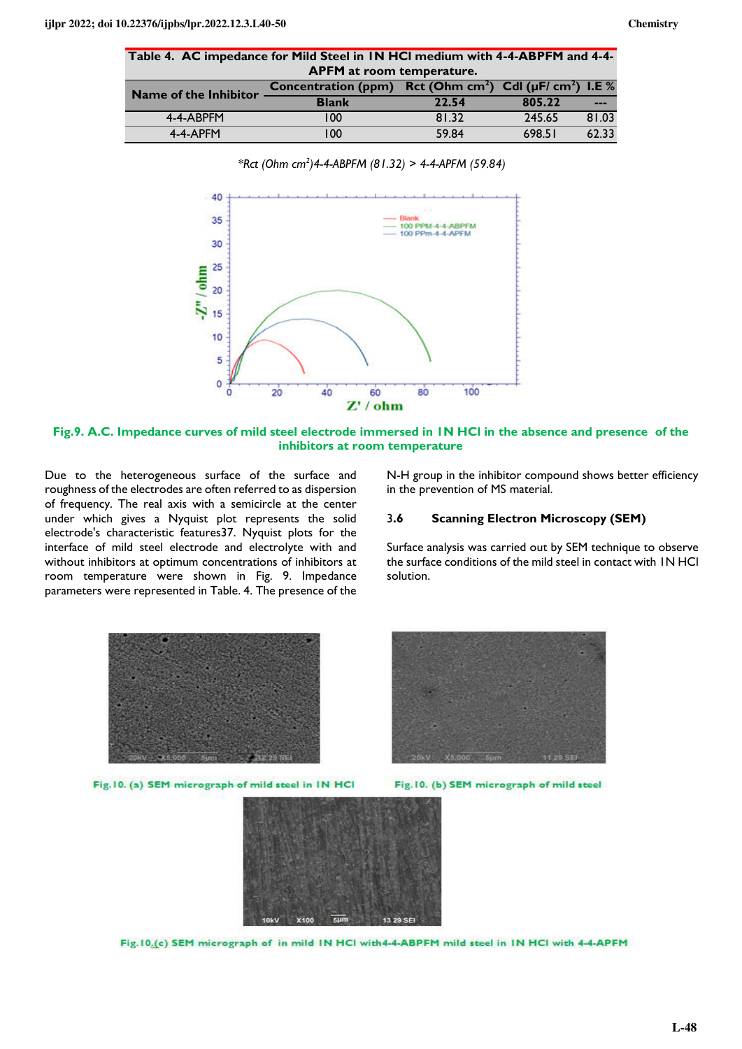Table 4. AC impedance for Mild Steel in 1N HCl medium with 4-4-ABPFM and 4-4-APFM at room temperature.

| Name of the Inhibitor | Concentration (ppm) | Rct (Ohm cm$^2$) | Cdl (μF/ cm$^2$) | I.E % |
|---|---|---|---|---|
| | Blank | 22.54 | 805.22 | --- |
| 4-4-ABPFM | 100 | 81.32 | 245.65 | 81.03 |
| 4-4-APFM | 100 | 59.84 | 698.51 | 62.33 |

*Rct (Ohm cm$^2$)4-4-ABPFM (81.32) > 4-4-APFM (59.84)*

Fig.9. A.C. Impedance curves of mild steel electrode immersed in 1N HCl in the absence and presence of the inhibitors at room temperature

Due to the heterogeneous surface of the surface and roughness of the electrodes are often referred to as dispersion of frequency. The real axis with a semicircle at the center under which gives a Nyquist plot represents the solid electrode's characteristic features37. Nyquist plots for the interface of mild steel electrode and electrolyte with and without inhibitors at optimum concentrations of inhibitors at room temperature were shown in Fig. 9. Impedance parameters were represented in Table. 4. The presence of the N-H group in the inhibitor compound shows better efficiency in the prevention of MS material.

### 3.6 Scanning Electron Microscopy (SEM)

Surface analysis was carried out by SEM technique to observe the surface conditions of the mild steel in contact with 1N HCl solution.

Fig.10. (a) SEM micrograph of mild steel in 1N HCl

Fig.10. (b) SEM micrograph of mild steel

Fig.10.(c) SEM micrograph of in mild 1N HCl with4-4-ABPFM mild steel in 1N HCl with 4-4-APFM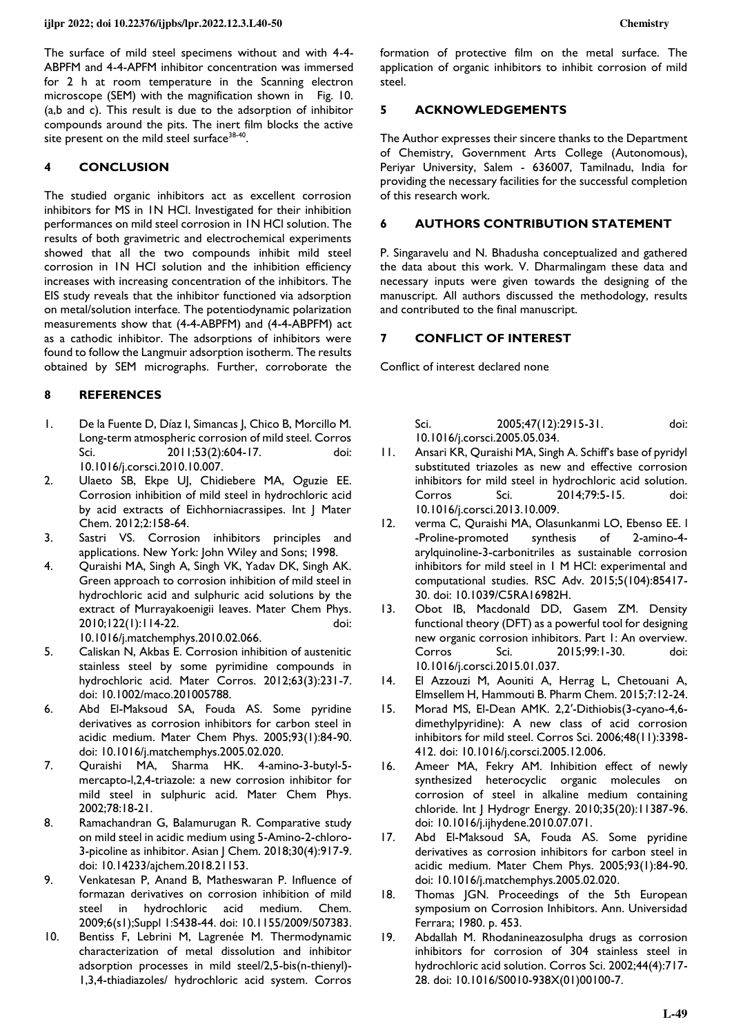The surface of mild steel specimens without and with 4-4-ABPFM and 4-4-APFM inhibitor concentration was immersed for 2 h at room temperature in the Scanning electron microscope (SEM) with the magnification shown in Fig. 10. (a,b and c). This result is due to the adsorption of inhibitor compounds around the pits. The inert film blocks the active site present on the mild steel surface[38-40].

## 4 CONCLUSION

The studied organic inhibitors act as excellent corrosion inhibitors for MS in 1N HCl. Investigated for their inhibition performances on mild steel corrosion in 1N HCl solution. The results of both gravimetric and electrochemical experiments showed that all the two compounds inhibit mild steel corrosion in 1N HCl solution and the inhibition efficiency increases with increasing concentration of the inhibitors. The EIS study reveals that the inhibitor functioned via adsorption on metal/solution interface. The potentiodynamic polarization measurements show that (4-4-ABPFM) and (4-4-ABPFM) act as a cathodic inhibitor. The adsorptions of inhibitors were found to follow the Langmuir adsorption isotherm. The results obtained by SEM micrographs. Further, corroborate the formation of protective film on the metal surface. The application of organic inhibitors to inhibit corrosion of mild steel.

## 5 ACKNOWLEDGEMENTS

The Author expresses their sincere thanks to the Department of Chemistry, Government Arts College (Autonomous), Periyar University, Salem - 636007, Tamilnadu, India for providing the necessary facilities for the successful completion of this research work.

## 6 AUTHORS CONTRIBUTION STATEMENT

P. Singaravelu and N. Bhadusha conceptualized and gathered the data about this work. V. Dharmalingam these data and necessary inputs were given towards the designing of the manuscript. All authors discussed the methodology, results and contributed to the final manuscript.

## 7 CONFLICT OF INTEREST

Conflict of interest declared none

## 8 REFERENCES

1. De la Fuente D, Díaz I, Simancas J, Chico B, Morcillo M. Long-term atmospheric corrosion of mild steel. Corros Sci. 2011;53(2):604-17. doi: 10.1016/j.corsci.2010.10.007.
2. Ulaeto SB, Ekpe UJ, Chidiebere MA, Oguzie EE. Corrosion inhibition of mild steel in hydrochloric acid by acid extracts of Eichhorniacrassipes. Int J Mater Chem. 2012;2:158-64.
3. Sastri VS. Corrosion inhibitors principles and applications. New York: John Wiley and Sons; 1998.
4. Quraishi MA, Singh A, Singh VK, Yadav DK, Singh AK. Green approach to corrosion inhibition of mild steel in hydrochloric acid and sulphuric acid solutions by the extract of Murrayakoenigii leaves. Mater Chem Phys. 2010;122(1):114-22. doi: 10.1016/j.matchemphys.2010.02.066.
5. Caliskan N, Akbas E. Corrosion inhibition of austenitic stainless steel by some pyrimidine compounds in hydrochloric acid. Mater Corros. 2012;63(3):231-7. doi: 10.1002/maco.201005788.
6. Abd El-Maksoud SA, Fouda AS. Some pyridine derivatives as corrosion inhibitors for carbon steel in acidic medium. Mater Chem Phys. 2005;93(1):84-90. doi: 10.1016/j.matchemphys.2005.02.020.
7. Quraishi MA, Sharma HK. 4-amino-3-butyl-5-mercapto-l,2,4-triazole: a new corrosion inhibitor for mild steel in sulphuric acid. Mater Chem Phys. 2002;78:18-21.
8. Ramachandran G, Balamurugan R. Comparative study on mild steel in acidic medium using 5-Amino-2-chloro-3-picoline as inhibitor. Asian J Chem. 2018;30(4):917-9. doi: 10.14233/ajchem.2018.21153.
9. Venkatesan P, Anand B, Matheswaran P. Influence of formazan derivatives on corrosion inhibition of mild steel in hydrochloric acid medium. Chem. 2009;6(s1);Suppl 1:S438-44. doi: 10.1155/2009/507383.
10. Bentiss F, Lebrini M, Lagrenée M. Thermodynamic characterization of metal dissolution and inhibitor adsorption processes in mild steel/2,5-bis(n-thienyl)-1,3,4-thiadiazoles/ hydrochloric acid system. Corros Sci. 2005;47(12):2915-31. doi: 10.1016/j.corsci.2005.05.034.
11. Ansari KR, Quraishi MA, Singh A. Schiff's base of pyridyl substituted triazoles as new and effective corrosion inhibitors for mild steel in hydrochloric acid solution. Corros Sci. 2014;79:5-15. doi: 10.1016/j.corsci.2013.10.009.
12. verma C, Quraishi MA, Olasunkanmi LO, Ebenso EE. l -Proline-promoted synthesis of 2-amino-4-arylquinoline-3-carbonitriles as sustainable corrosion inhibitors for mild steel in 1 M HCl: experimental and computational studies. RSC Adv. 2015;5(104):85417-30. doi: 10.1039/C5RA16982H.
13. Obot IB, Macdonald DD, Gasem ZM. Density functional theory (DFT) as a powerful tool for designing new organic corrosion inhibitors. Part 1: An overview. Corros Sci. 2015;99:1-30. doi: 10.1016/j.corsci.2015.01.037.
14. El Azzouzi M, Aouniti A, Herrag L, Chetouani A, Elmsellem H, Hammouti B. Pharm Chem. 2015;7:12-24.
15. Morad MS, El-Dean AMK. 2,2′-Dithiobis(3-cyano-4,6-dimethylpyridine): A new class of acid corrosion inhibitors for mild steel. Corros Sci. 2006;48(11):3398-412. doi: 10.1016/j.corsci.2005.12.006.
16. Ameer MA, Fekry AM. Inhibition effect of newly synthesized heterocyclic organic molecules on corrosion of steel in alkaline medium containing chloride. Int J Hydrogr Energy. 2010;35(20):11387-96. doi: 10.1016/j.ijhydene.2010.07.071.
17. Abd El-Maksoud SA, Fouda AS. Some pyridine derivatives as corrosion inhibitors for carbon steel in acidic medium. Mater Chem Phys. 2005;93(1):84-90. doi: 10.1016/j.matchemphys.2005.02.020.
18. Thomas JGN. Proceedings of the 5th European symposium on Corrosion Inhibitors. Ann. Universidad Ferrara; 1980. p. 453.
19. Abdallah M. Rhodanineazosulpha drugs as corrosion inhibitors for corrosion of 304 stainless steel in hydrochloric acid solution. Corros Sci. 2002;44(4):717-28. doi: 10.1016/S0010-938X(01)00100-7.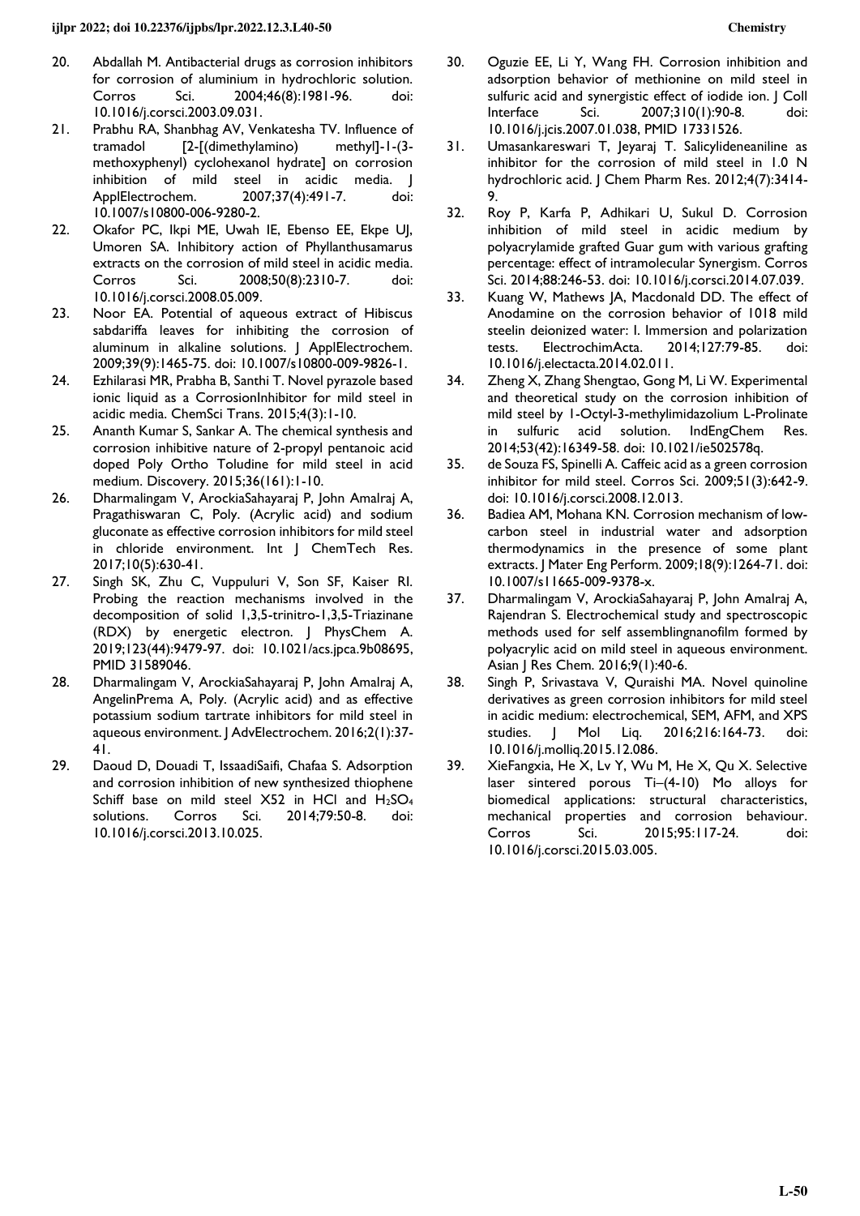20. Abdallah M. Antibacterial drugs as corrosion inhibitors for corrosion of aluminium in hydrochloric solution. Corros Sci. 2004;46(8):1981-96. doi: 10.1016/j.corsci.2003.09.031.
21. Prabhu RA, Shanbhag AV, Venkatesha TV. Influence of tramadol [2-[(dimethylamino) methyl]-1-(3-methoxyphenyl) cyclohexanol hydrate] on corrosion inhibition of mild steel in acidic media. J ApplElectrochem. 2007;37(4):491-7. doi: 10.1007/s10800-006-9280-2.
22. Okafor PC, Ikpi ME, Uwah IE, Ebenso EE, Ekpe UJ, Umoren SA. Inhibitory action of Phyllanthusamarus extracts on the corrosion of mild steel in acidic media. Corros Sci. 2008;50(8):2310-7. doi: 10.1016/j.corsci.2008.05.009.
23. Noor EA. Potential of aqueous extract of Hibiscus sabdariffa leaves for inhibiting the corrosion of aluminum in alkaline solutions. J ApplElectrochem. 2009;39(9):1465-75. doi: 10.1007/s10800-009-9826-1.
24. Ezhilarasi MR, Prabha B, Santhi T. Novel pyrazole based ionic liquid as a CorrosionInhibitor for mild steel in acidic media. ChemSci Trans. 2015;4(3):1-10.
25. Ananth Kumar S, Sankar A. The chemical synthesis and corrosion inhibitive nature of 2-propyl pentanoic acid doped Poly Ortho Toludine for mild steel in acid medium. Discovery. 2015;36(161):1-10.
26. Dharmalingam V, ArockiaSahayaraj P, John Amalraj A, Pragathiswaran C, Poly. (Acrylic acid) and sodium gluconate as effective corrosion inhibitors for mild steel in chloride environment. Int J ChemTech Res. 2017;10(5):630-41.
27. Singh SK, Zhu C, Vuppuluri V, Son SF, Kaiser RI. Probing the reaction mechanisms involved in the decomposition of solid 1,3,5-trinitro-1,3,5-Triazinane (RDX) by energetic electron. J PhysChem A. 2019;123(44):9479-97. doi: 10.1021/acs.jpca.9b08695, PMID 31589046.
28. Dharmalingam V, ArockiaSahayaraj P, John Amalraj A, AngelinPrema A, Poly. (Acrylic acid) and as effective potassium sodium tartrate inhibitors for mild steel in aqueous environment. J AdvElectrochem. 2016;2(1):37-41.
29. Daoud D, Douadi T, IssaadiSaifi, Chafaa S. Adsorption and corrosion inhibition of new synthesized thiophene Schiff base on mild steel X52 in HCl and $H_2SO_4$ solutions. Corros Sci. 2014;79:50-8. doi: 10.1016/j.corsci.2013.10.025.
30. Oguzie EE, Li Y, Wang FH. Corrosion inhibition and adsorption behavior of methionine on mild steel in sulfuric acid and synergistic effect of iodide ion. J Coll Interface Sci. 2007;310(1):90-8. doi: 10.1016/j.jcis.2007.01.038, PMID 17331526.
31. Umasankareswari T, Jeyaraj T. Salicylideneaniline as inhibitor for the corrosion of mild steel in 1.0 N hydrochloric acid. J Chem Pharm Res. 2012;4(7):3414-9.
32. Roy P, Karfa P, Adhikari U, Sukul D. Corrosion inhibition of mild steel in acidic medium by polyacrylamide grafted Guar gum with various grafting percentage: effect of intramolecular Synergism. Corros Sci. 2014;88:246-53. doi: 10.1016/j.corsci.2014.07.039.
33. Kuang W, Mathews JA, Macdonald DD. The effect of Anodamine on the corrosion behavior of 1018 mild steelin deionized water: I. Immersion and polarization tests. ElectrochimActa. 2014;127:79-85. doi: 10.1016/j.electacta.2014.02.011.
34. Zheng X, Zhang Shengtao, Gong M, Li W. Experimental and theoretical study on the corrosion inhibition of mild steel by 1-Octyl-3-methylimidazolium L-Prolinate in sulfuric acid solution. IndEngChem Res. 2014;53(42):16349-58. doi: 10.1021/ie502578q.
35. de Souza FS, Spinelli A. Caffeic acid as a green corrosion inhibitor for mild steel. Corros Sci. 2009;51(3):642-9. doi: 10.1016/j.corsci.2008.12.013.
36. Badiea AM, Mohana KN. Corrosion mechanism of low-carbon steel in industrial water and adsorption thermodynamics in the presence of some plant extracts. J Mater Eng Perform. 2009;18(9):1264-71. doi: 10.1007/s11665-009-9378-x.
37. Dharmalingam V, ArockiaSahayaraj P, John Amalraj A, Rajendran S. Electrochemical study and spectroscopic methods used for self assemblingnanofilm formed by polyacrylic acid on mild steel in aqueous environment. Asian J Res Chem. 2016;9(1):40-6.
38. Singh P, Srivastava V, Quraishi MA. Novel quinoline derivatives as green corrosion inhibitors for mild steel in acidic medium: electrochemical, SEM, AFM, and XPS studies. J Mol Liq. 2016;216:164-73. doi: 10.1016/j.molliq.2015.12.086.
39. XieFangxia, He X, Lv Y, Wu M, He X, Qu X. Selective laser sintered porous Ti–(4-10) Mo alloys for biomedical applications: structural characteristics, mechanical properties and corrosion behaviour. Corros Sci. 2015;95:117-24. doi: 10.1016/j.corsci.2015.03.005.